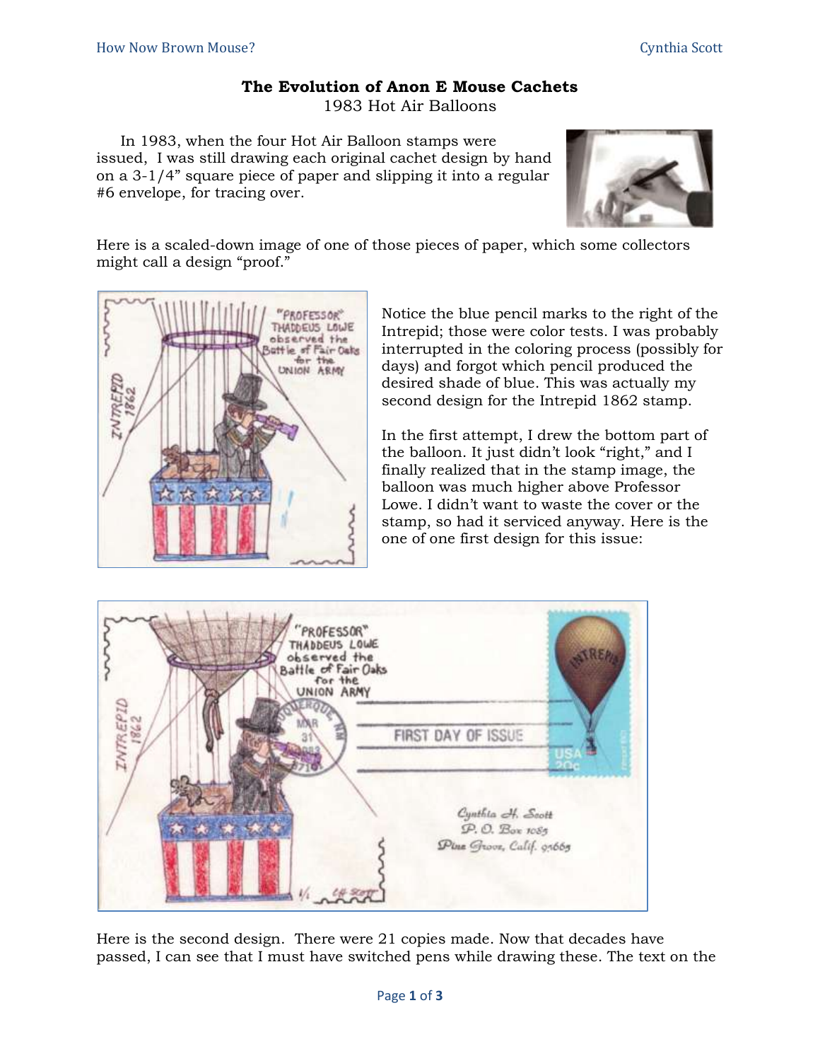# The Evolution of Anon E Mouse Cachets

## 1983 Hot Air Balloons

In 1983, when the four Hot Air Balloon stamps were issued, I was still drawing each original cachet design by hand on a 3-1/4" square piece of paper and slipping it into a regular #6 envelope, for tracing over.

Here is a scaled-down image of one of those pieces of paper, which some collectors might call a design "proof."

Notice the blue pencil marks to the right of the Intrepid; those were color tests. I was probably interrupted in the coloring process (possibly for days) and forgot which pencil produced the desired shade of blue. This was actually my second design for the Intrepid 1862 stamp.

In the first attempt, I drew the bottom part of the balloon. It just didn't look "right," and I finally realized that in the stamp image, the balloon was much higher above Professor Lowe. I didn't want to waste the cover or the stamp, so had it serviced anyway. Here is the one of one first design for this issue:

Here is the second design. There were 21 copies made. Now that decades have passed, I can see that I must have switched pens while drawing these. The text on the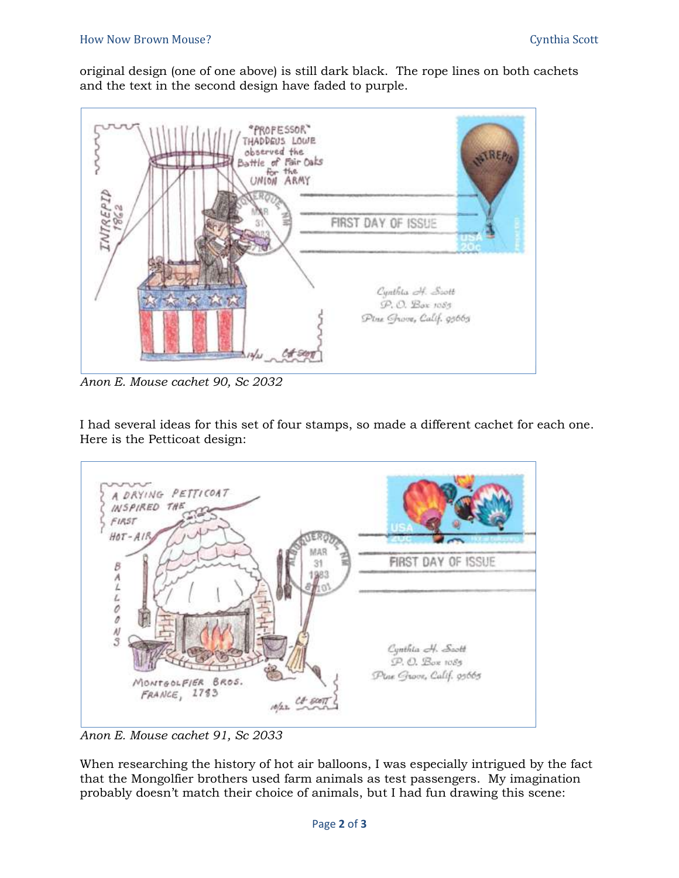original design (one of one above) is still dark black. The rope lines on both cachets and the text in the second design have faded to purple.

*Anon E. Mouse cachet 90, Sc 2032*

I had several ideas for this set of four stamps, so made a different cachet for each one. Here is the Petticoat design:

*Anon E. Mouse cachet 91, Sc 2033*

When researching the history of hot air balloons, I was especially intrigued by the fact that the Mongolfier brothers used farm animals as test passengers. My imagination probably doesn't match their choice of animals, but I had fun drawing this scene: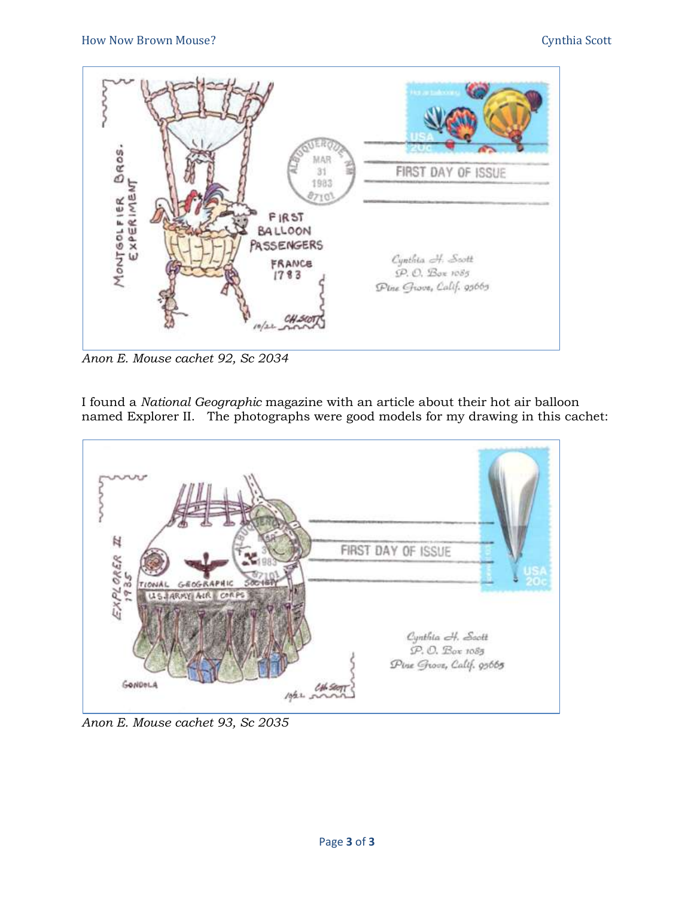*Anon E. Mouse cachet 92, Sc 2034*

I found a *National Geographic* magazine with an article about their hot air balloon named Explorer II. The photographs were good models for my drawing in this cachet:

*Anon E. Mouse cachet 93, Sc 2035*